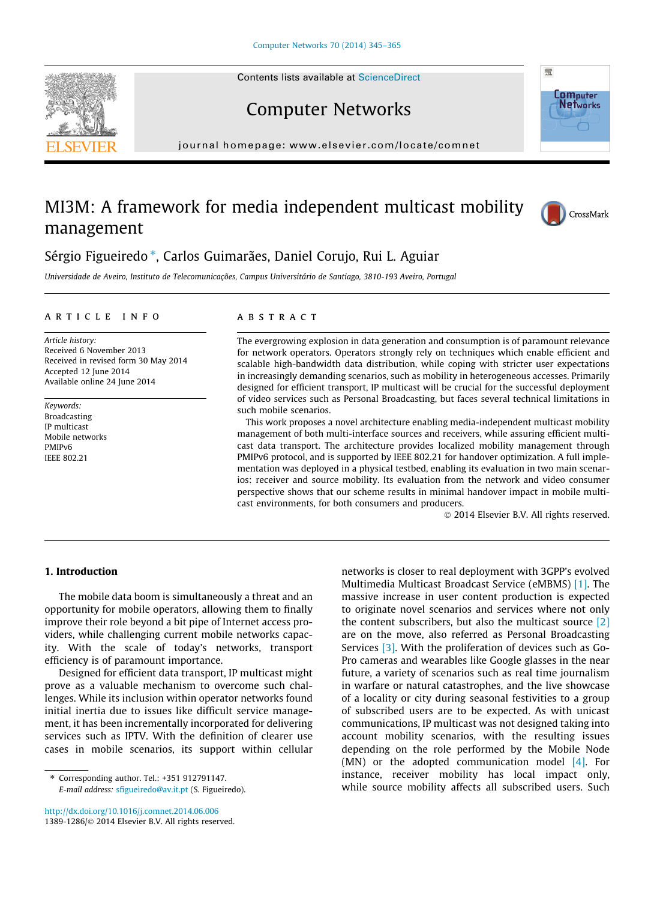# MI3M: A framework for media independent multicast mobility management

Sérgio Figueiredo *, Carlos Guimarães, Daniel Corujo, Rui L. Aguiar

*Universidade de Aveiro, Instituto de Telecomunicações, Campus Universitário de Santiago, 3810-193 Aveiro, Portugal*

## ARTICLE INFO

*Article history:*
Received 6 November 2013
Received in revised form 30 May 2014
Accepted 12 June 2014
Available online 24 June 2014

*Keywords:*
Broadcasting
IP multicast
Mobile networks
PMIPv6
IEEE 802.21

## ABSTRACT

The evergrowing explosion in data generation and consumption is of paramount relevance for network operators. Operators strongly rely on techniques which enable efficient and scalable high-bandwidth data distribution, while coping with stricter user expectations in increasingly demanding scenarios, such as mobility in heterogeneous accesses. Primarily designed for efficient transport, IP multicast will be crucial for the successful deployment of video services such as Personal Broadcasting, but faces several technical limitations in such mobile scenarios.

This work proposes a novel architecture enabling media-independent multicast mobility management of both multi-interface sources and receivers, while assuring efficient multicast data transport. The architecture provides localized mobility management through PMIPv6 protocol, and is supported by IEEE 802.21 for handover optimization. A full implementation was deployed in a physical testbed, enabling its evaluation in two main scenarios: receiver and source mobility. Its evaluation from the network and video consumer perspective shows that our scheme results in minimal handover impact in mobile multicast environments, for both consumers and producers.

© 2014 Elsevier B.V. All rights reserved.

## 1. Introduction

The mobile data boom is simultaneously a threat and an opportunity for mobile operators, allowing them to finally improve their role beyond a bit pipe of Internet access providers, while challenging current mobile networks capacity. With the scale of today's networks, transport efficiency is of paramount importance.

Designed for efficient data transport, IP multicast might prove as a valuable mechanism to overcome such challenges. While its inclusion within operator networks found initial inertia due to issues like difficult service management, it has been incrementally incorporated for delivering services such as IPTV. With the definition of clearer use cases in mobile scenarios, its support within cellular networks is closer to real deployment with 3GPP's evolved Multimedia Multicast Broadcast Service (eMBMS) [1]. The massive increase in user content production is expected to originate novel scenarios and services where not only the content subscribers, but also the multicast source [2] are on the move, also referred as Personal Broadcasting Services [3]. With the proliferation of devices such as GoPro cameras and wearables like Google glasses in the near future, a variety of scenarios such as real time journalism in warfare or natural catastrophes, and the live showcase of a locality or city during seasonal festivities to a group of subscribed users are to be expected. As with unicast communications, IP multicast was not designed taking into account mobility scenarios, with the resulting issues depending on the role performed by the Mobile Node (MN) or the adopted communication model [4]. For instance, receiver mobility has local impact only, while source mobility affects all subscribed users. Such

* Corresponding author. Tel.: +351 912791147.
*E-mail address:* sfigueiredo@av.it.pt (S. Figueiredo).

http://dx.doi.org/10.1016/j.comnet.2014.06.006
1389-1286/© 2014 Elsevier B.V. All rights reserved.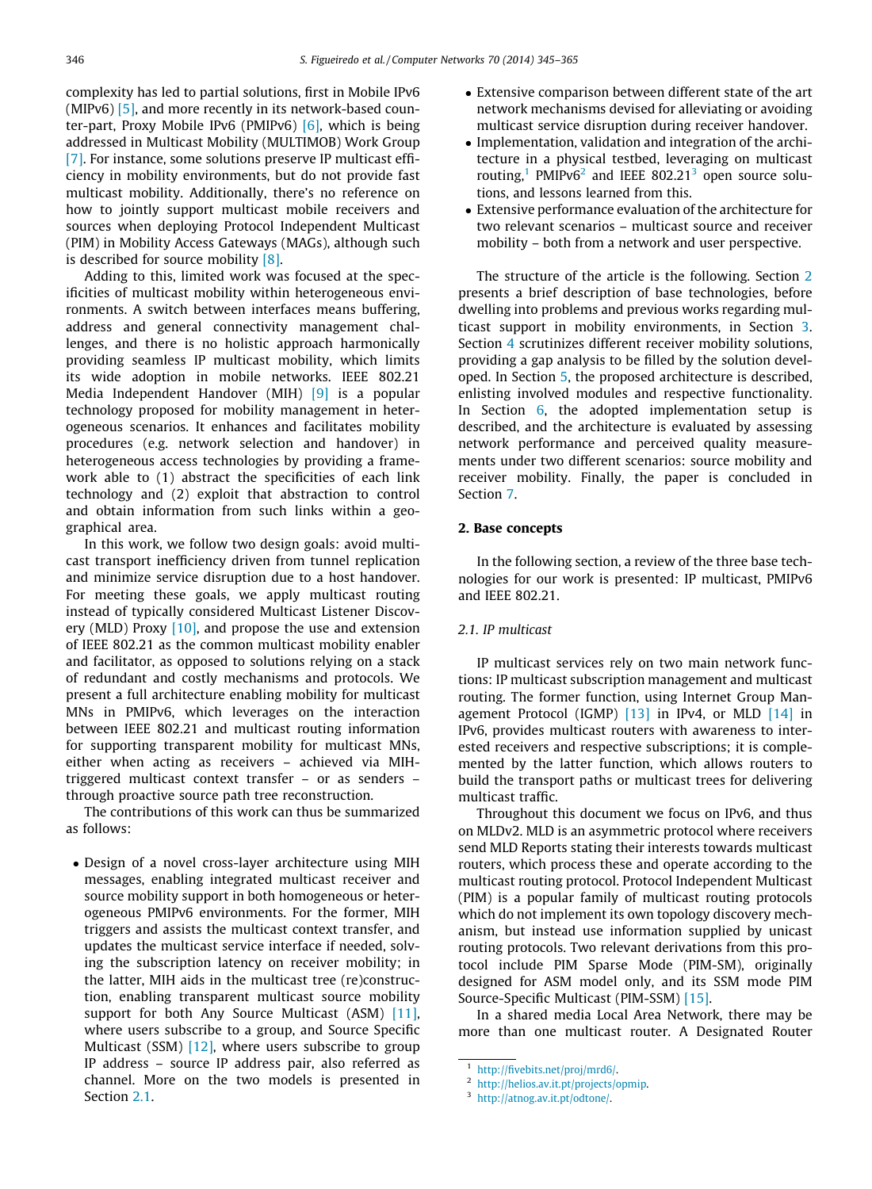complexity has led to partial solutions, first in Mobile IPv6 (MIPv6) [5], and more recently in its network-based counter-part, Proxy Mobile IPv6 (PMIPv6) [6], which is being addressed in Multicast Mobility (MULTIMOB) Work Group [7]. For instance, some solutions preserve IP multicast efficiency in mobility environments, but do not provide fast multicast mobility. Additionally, there's no reference on how to jointly support multicast mobile receivers and sources when deploying Protocol Independent Multicast (PIM) in Mobility Access Gateways (MAGs), although such is described for source mobility [8].

Adding to this, limited work was focused at the specificities of multicast mobility within heterogeneous environments. A switch between interfaces means buffering, address and general connectivity management challenges, and there is no holistic approach harmonically providing seamless IP multicast mobility, which limits its wide adoption in mobile networks. IEEE 802.21 Media Independent Handover (MIH) [9] is a popular technology proposed for mobility management in heterogeneous scenarios. It enhances and facilitates mobility procedures (e.g. network selection and handover) in heterogeneous access technologies by providing a framework able to (1) abstract the specificities of each link technology and (2) exploit that abstraction to control and obtain information from such links within a geographical area.

In this work, we follow two design goals: avoid multicast transport inefficiency driven from tunnel replication and minimize service disruption due to a host handover. For meeting these goals, we apply multicast routing instead of typically considered Multicast Listener Discovery (MLD) Proxy [10], and propose the use and extension of IEEE 802.21 as the common multicast mobility enabler and facilitator, as opposed to solutions relying on a stack of redundant and costly mechanisms and protocols. We present a full architecture enabling mobility for multicast MNs in PMIPv6, which leverages on the interaction between IEEE 802.21 and multicast routing information for supporting transparent mobility for multicast MNs, either when acting as receivers – achieved via MIH-triggered multicast context transfer – or as senders – through proactive source path tree reconstruction.

The contributions of this work can thus be summarized as follows:

- Design of a novel cross-layer architecture using MIH messages, enabling integrated multicast receiver and source mobility support in both homogeneous or heterogeneous PMIPv6 environments. For the former, MIH triggers and assists the multicast context transfer, and updates the multicast service interface if needed, solving the subscription latency on receiver mobility; in the latter, MIH aids in the multicast tree (re)construction, enabling transparent multicast source mobility support for both Any Source Multicast (ASM) [11], where users subscribe to a group, and Source Specific Multicast (SSM) [12], where users subscribe to group IP address – source IP address pair, also referred as channel. More on the two models is presented in Section 2.1.
- Extensive comparison between different state of the art network mechanisms devised for alleviating or avoiding multicast service disruption during receiver handover.
- Implementation, validation and integration of the architecture in a physical testbed, leveraging on multicast routing,[1] PMIPv6[2] and IEEE 802.21[3] open source solutions, and lessons learned from this.
- Extensive performance evaluation of the architecture for two relevant scenarios – multicast source and receiver mobility – both from a network and user perspective.

The structure of the article is the following. Section 2 presents a brief description of base technologies, before dwelling into problems and previous works regarding multicast support in mobility environments, in Section 3. Section 4 scrutinizes different receiver mobility solutions, providing a gap analysis to be filled by the solution developed. In Section 5, the proposed architecture is described, enlisting involved modules and respective functionality. In Section 6, the adopted implementation setup is described, and the architecture is evaluated by assessing network performance and perceived quality measurements under two different scenarios: source mobility and receiver mobility. Finally, the paper is concluded in Section 7.

## 2. Base concepts

In the following section, a review of the three base technologies for our work is presented: IP multicast, PMIPv6 and IEEE 802.21.

### 2.1. IP multicast

IP multicast services rely on two main network functions: IP multicast subscription management and multicast routing. The former function, using Internet Group Management Protocol (IGMP) [13] in IPv4, or MLD [14] in IPv6, provides multicast routers with awareness to interested receivers and respective subscriptions; it is complemented by the latter function, which allows routers to build the transport paths or multicast trees for delivering multicast traffic.

Throughout this document we focus on IPv6, and thus on MLDv2. MLD is an asymmetric protocol where receivers send MLD Reports stating their interests towards multicast routers, which process these and operate according to the multicast routing protocol. Protocol Independent Multicast (PIM) is a popular family of multicast routing protocols which do not implement its own topology discovery mechanism, but instead use information supplied by unicast routing protocols. Two relevant derivations from this protocol include PIM Sparse Mode (PIM-SM), originally designed for ASM model only, and its SSM mode PIM Source-Specific Multicast (PIM-SSM) [15].

In a shared media Local Area Network, there may be more than one multicast router. A Designated Router

[1] http://fivebits.net/proj/mrd6/.

[2] http://helios.av.it.pt/projects/opmip.

[3] http://atnog.av.it.pt/odtone/.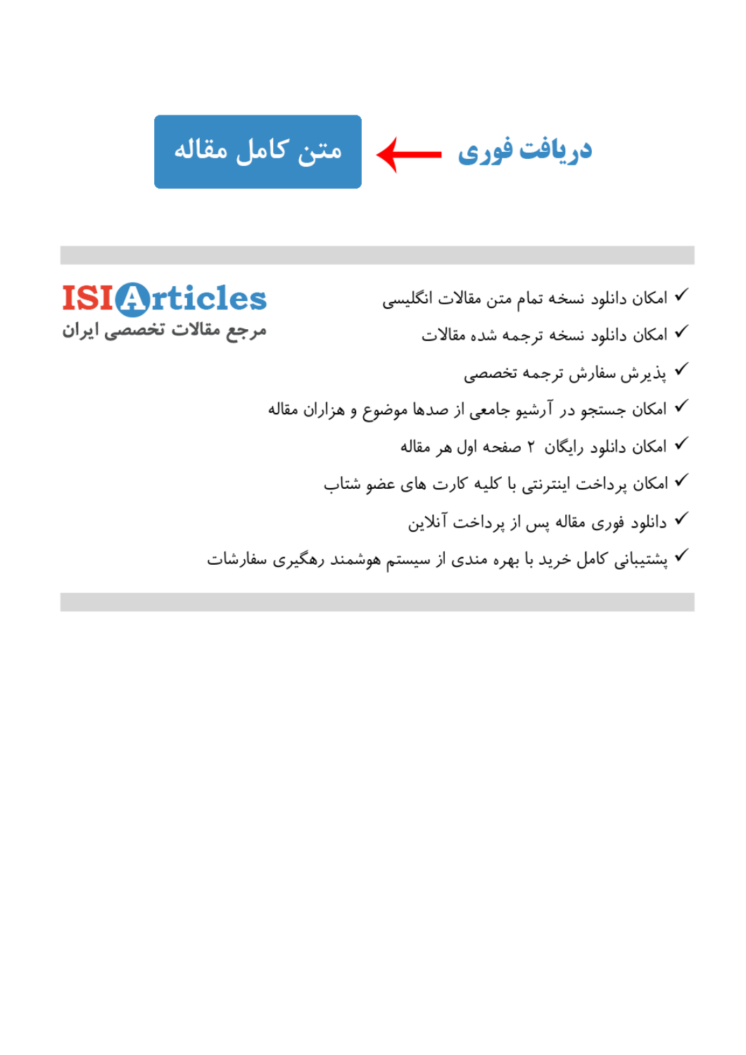دریافت فوری ← **متن کامل مقاله**

**ISIArticles**
مرجع مقالات تخصصی ایران

- ✓ امکان دانلود نسخه تمام متن مقالات انگلیسی
- ✓ امکان دانلود نسخه ترجمه شده مقالات
- ✓ پذیرش سفارش ترجمه تخصصی
- ✓ امکان جستجو در آرشیو جامعی از صدها موضوع و هزاران مقاله
- ✓ امکان دانلود رایگان ۲ صفحه اول هر مقاله
- ✓ امکان پرداخت اینترنتی با کلیه کارت های عضو شتاب
- ✓ دانلود فوری مقاله پس از پرداخت آنلاین
- ✓ پشتیبانی کامل خرید با بهره مندی از سیستم هوشمند رهگیری سفارشات